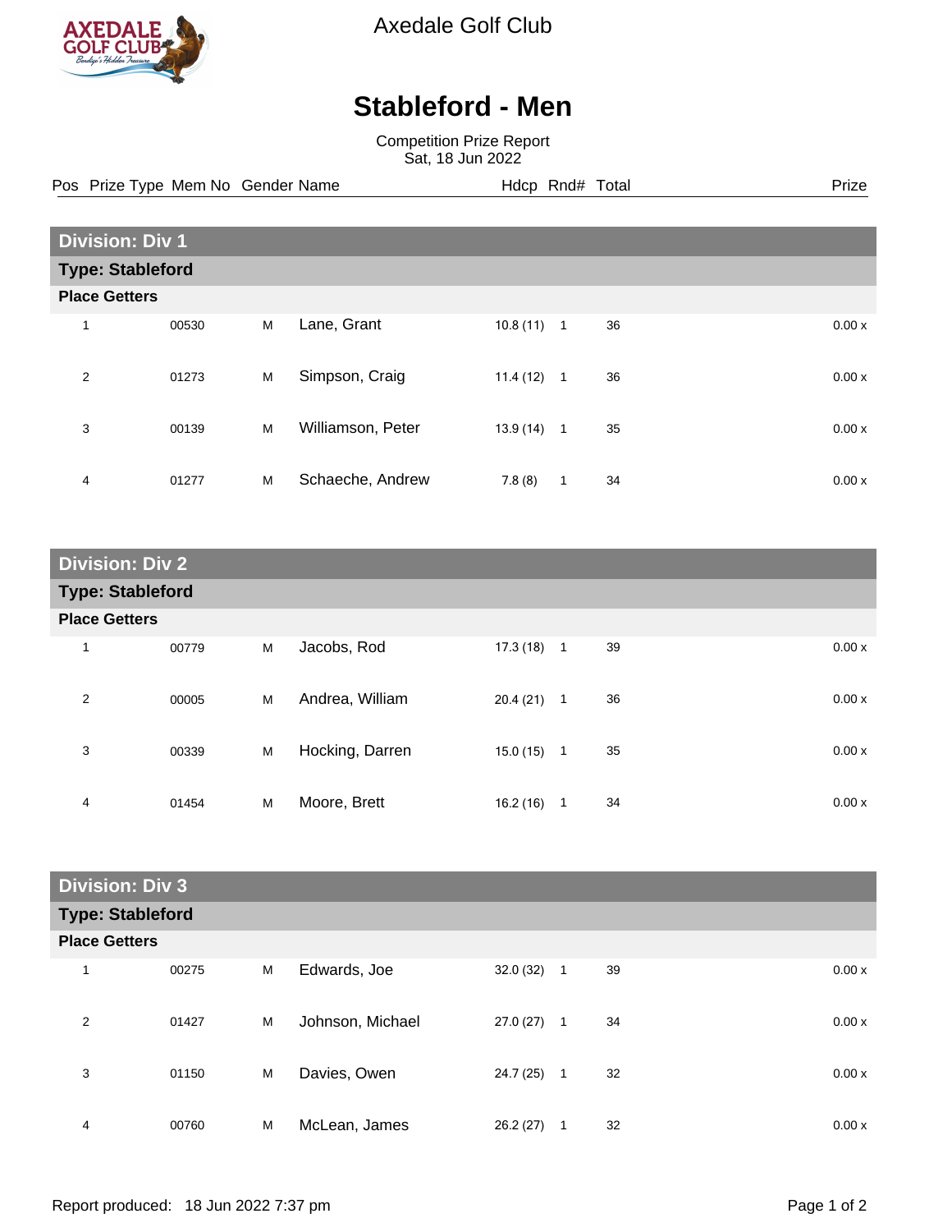Axedale Golf Club

# Stableford - Men

Competition Prize Report
Sat, 18 Jun 2022

## Division: Div 1

### Type: Stableford

**Place Getters**

| Pos | Prize Type | Mem No | Gender | Name | Hdcp | Rnd# | Total | Prize |
|---|---|---|---|---|---|---|---|---|
| 1 | | 00530 | M | Lane, Grant | 10.8 (11) | 1 | 36 | 0.00 x |
| 2 | | 01273 | M | Simpson, Craig | 11.4 (12) | 1 | 36 | 0.00 x |
| 3 | | 00139 | M | Williamson, Peter | 13.9 (14) | 1 | 35 | 0.00 x |
| 4 | | 01277 | M | Schaeche, Andrew | 7.8 (8) | 1 | 34 | 0.00 x |

## Division: Div 2

### Type: Stableford

**Place Getters**

| Pos | Prize Type | Mem No | Gender | Name | Hdcp | Rnd# | Total | Prize |
|---|---|---|---|---|---|---|---|---|
| 1 | | 00779 | M | Jacobs, Rod | 17.3 (18) | 1 | 39 | 0.00 x |
| 2 | | 00005 | M | Andrea, William | 20.4 (21) | 1 | 36 | 0.00 x |
| 3 | | 00339 | M | Hocking, Darren | 15.0 (15) | 1 | 35 | 0.00 x |
| 4 | | 01454 | M | Moore, Brett | 16.2 (16) | 1 | 34 | 0.00 x |

## Division: Div 3

### Type: Stableford

**Place Getters**

| Pos | Prize Type | Mem No | Gender | Name | Hdcp | Rnd# | Total | Prize |
|---|---|---|---|---|---|---|---|---|
| 1 | | 00275 | M | Edwards, Joe | 32.0 (32) | 1 | 39 | 0.00 x |
| 2 | | 01427 | M | Johnson, Michael | 27.0 (27) | 1 | 34 | 0.00 x |
| 3 | | 01150 | M | Davies, Owen | 24.7 (25) | 1 | 32 | 0.00 x |
| 4 | | 00760 | M | McLean, James | 26.2 (27) | 1 | 32 | 0.00 x |

Report produced: 18 Jun 2022 7:37 pm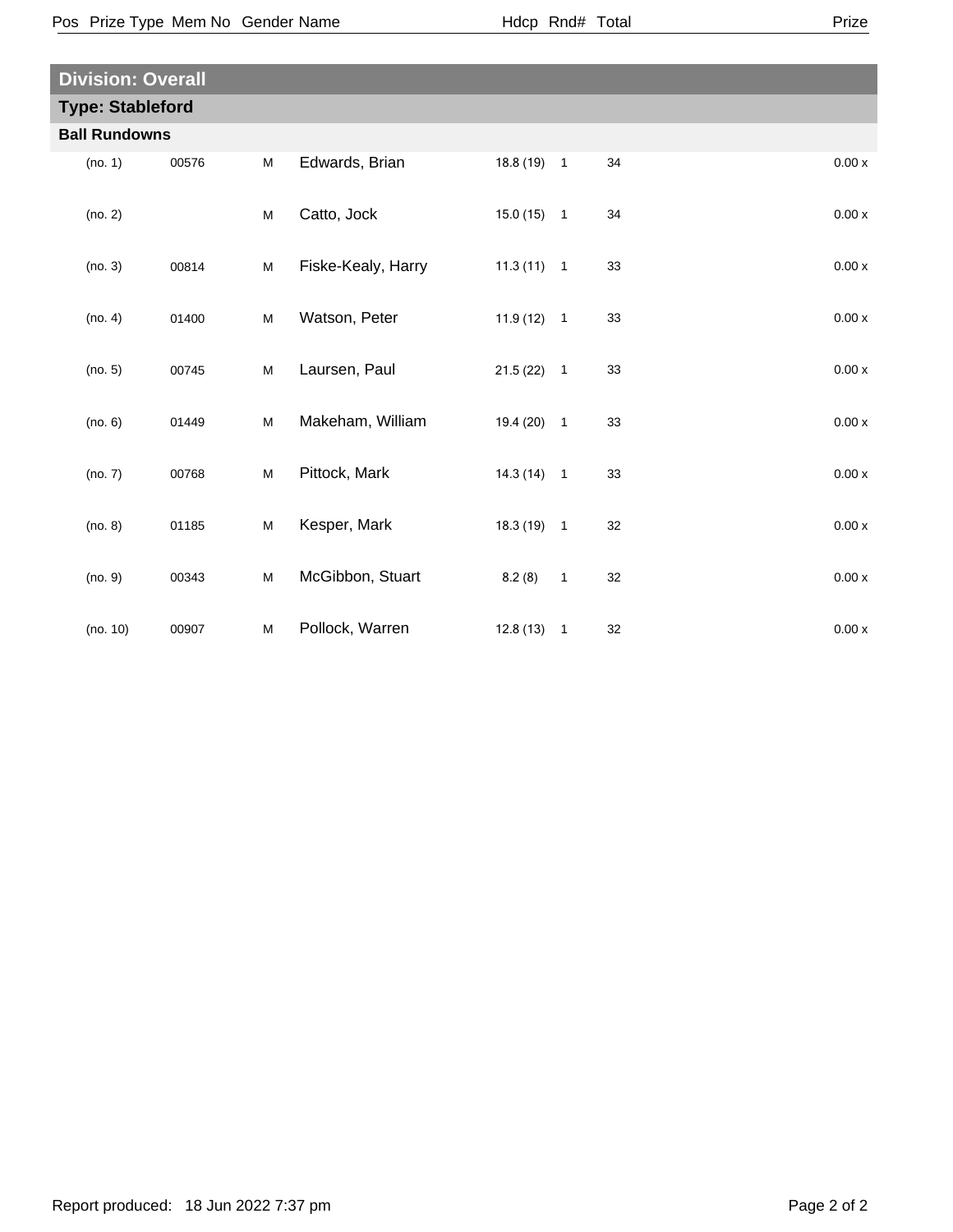| Pos | Prize Type | Mem No | Gender | Name | Hdcp | Rnd# | Total | Prize |
|---|---|---|---|---|---|---|---|---|

## Division: Overall

### Type: Stableford

**Ball Rundowns**

| Pos | Prize Type | Mem No | Gender | Name | Hdcp | Rnd# | Total | Prize |
|---|---|---|---|---|---|---|---|---|
| | (no. 1) | 00576 | M | Edwards, Brian | 18.8 (19) | 1 | 34 | 0.00 x |
| | (no. 2) | | M | Catto, Jock | 15.0 (15) | 1 | 34 | 0.00 x |
| | (no. 3) | 00814 | M | Fiske-Kealy, Harry | 11.3 (11) | 1 | 33 | 0.00 x |
| | (no. 4) | 01400 | M | Watson, Peter | 11.9 (12) | 1 | 33 | 0.00 x |
| | (no. 5) | 00745 | M | Laursen, Paul | 21.5 (22) | 1 | 33 | 0.00 x |
| | (no. 6) | 01449 | M | Makeham, William | 19.4 (20) | 1 | 33 | 0.00 x |
| | (no. 7) | 00768 | M | Pittock, Mark | 14.3 (14) | 1 | 33 | 0.00 x |
| | (no. 8) | 01185 | M | Kesper, Mark | 18.3 (19) | 1 | 32 | 0.00 x |
| | (no. 9) | 00343 | M | McGibbon, Stuart | 8.2 (8) | 1 | 32 | 0.00 x |
| | (no. 10) | 00907 | M | Pollock, Warren | 12.8 (13) | 1 | 32 | 0.00 x |

Report produced: 18 Jun 2022 7:37 pm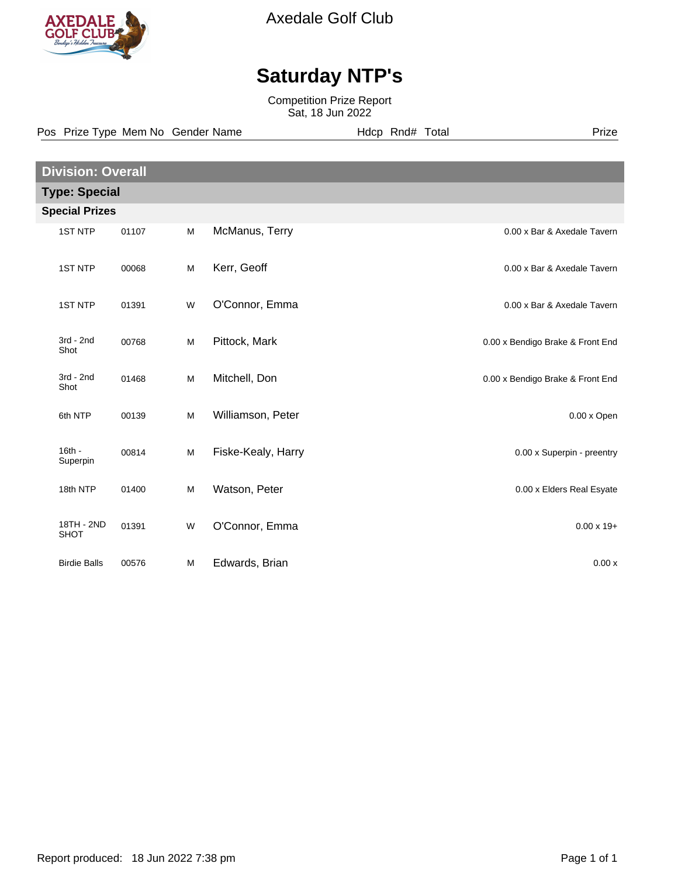Axedale Golf Club

# Saturday NTP's

Competition Prize Report
Sat, 18 Jun 2022

## Division: Overall

### Type: Special

#### Special Prizes

| Pos | Prize Type | Mem No | Gender | Name | Hdcp | Rnd# | Total | Prize |
|---|---|---|---|---|---|---|---|---|
| | 1ST NTP | 01107 | M | McManus, Terry | | | | 0.00 x Bar & Axedale Tavern |
| | 1ST NTP | 00068 | M | Kerr, Geoff | | | | 0.00 x Bar & Axedale Tavern |
| | 1ST NTP | 01391 | W | O'Connor, Emma | | | | 0.00 x Bar & Axedale Tavern |
| | 3rd - 2nd Shot | 00768 | M | Pittock, Mark | | | | 0.00 x Bendigo Brake & Front End |
| | 3rd - 2nd Shot | 01468 | M | Mitchell, Don | | | | 0.00 x Bendigo Brake & Front End |
| | 6th NTP | 00139 | M | Williamson, Peter | | | | 0.00 x Open |
| | 16th - Superpin | 00814 | M | Fiske-Kealy, Harry | | | | 0.00 x Superpin - preentry |
| | 18th NTP | 01400 | M | Watson, Peter | | | | 0.00 x Elders Real Esyate |
| | 18TH - 2ND SHOT | 01391 | W | O'Connor, Emma | | | | 0.00 x 19+ |
| | Birdie Balls | 00576 | M | Edwards, Brian | | | | 0.00 x |

Report produced: 18 Jun 2022 7:38 pm